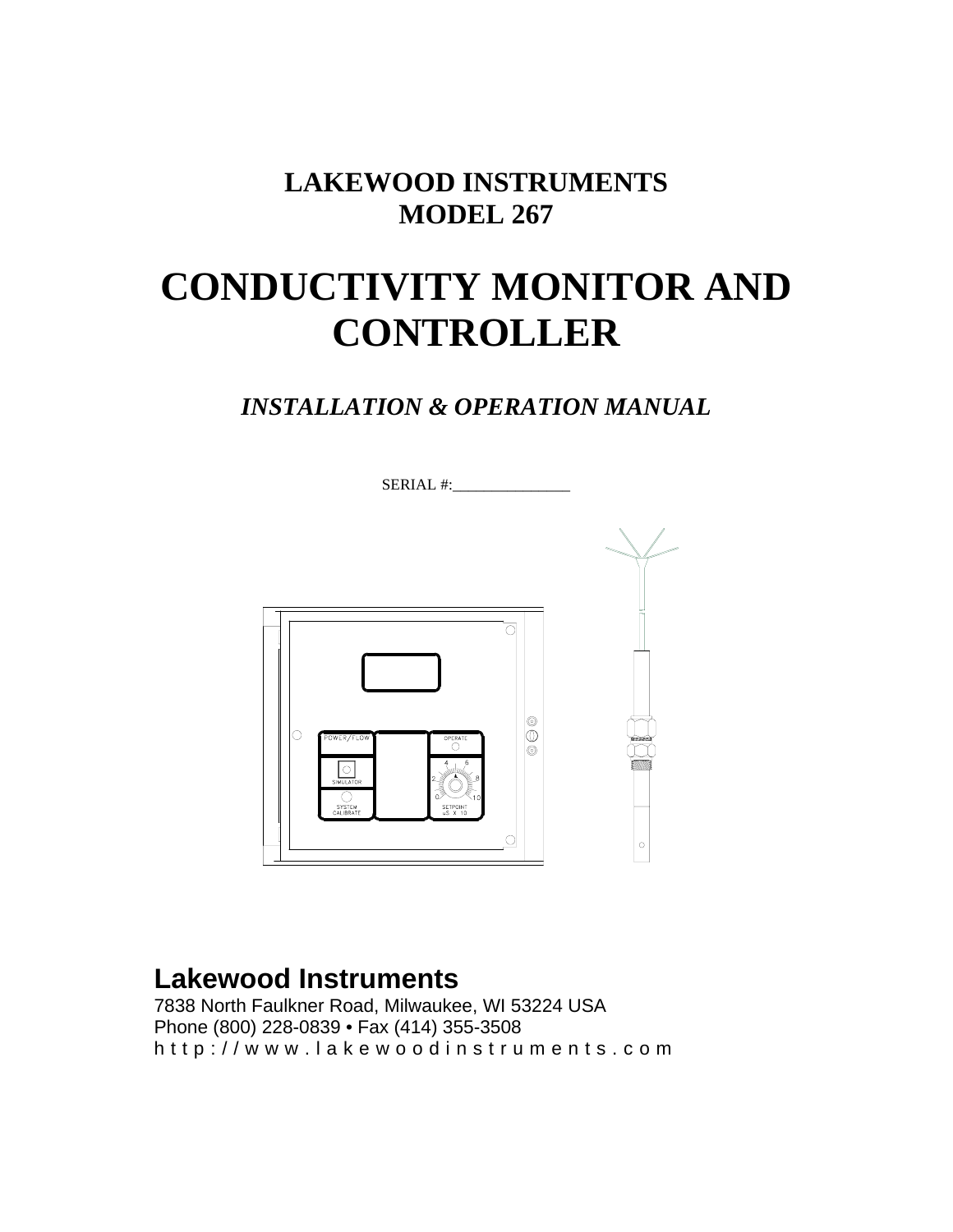# LAKEWOOD INSTRUMENTS
# MODEL 267

# CONDUCTIVITY MONITOR AND CONTROLLER

*INSTALLATION & OPERATION MANUAL*

SERIAL #:_______________

**Lakewood Instruments**

7838 North Faulkner Road, Milwaukee, WI 53224 USA

Phone (800) 228-0839 • Fax (414) 355-3508

http://www.lakewoodinstruments.com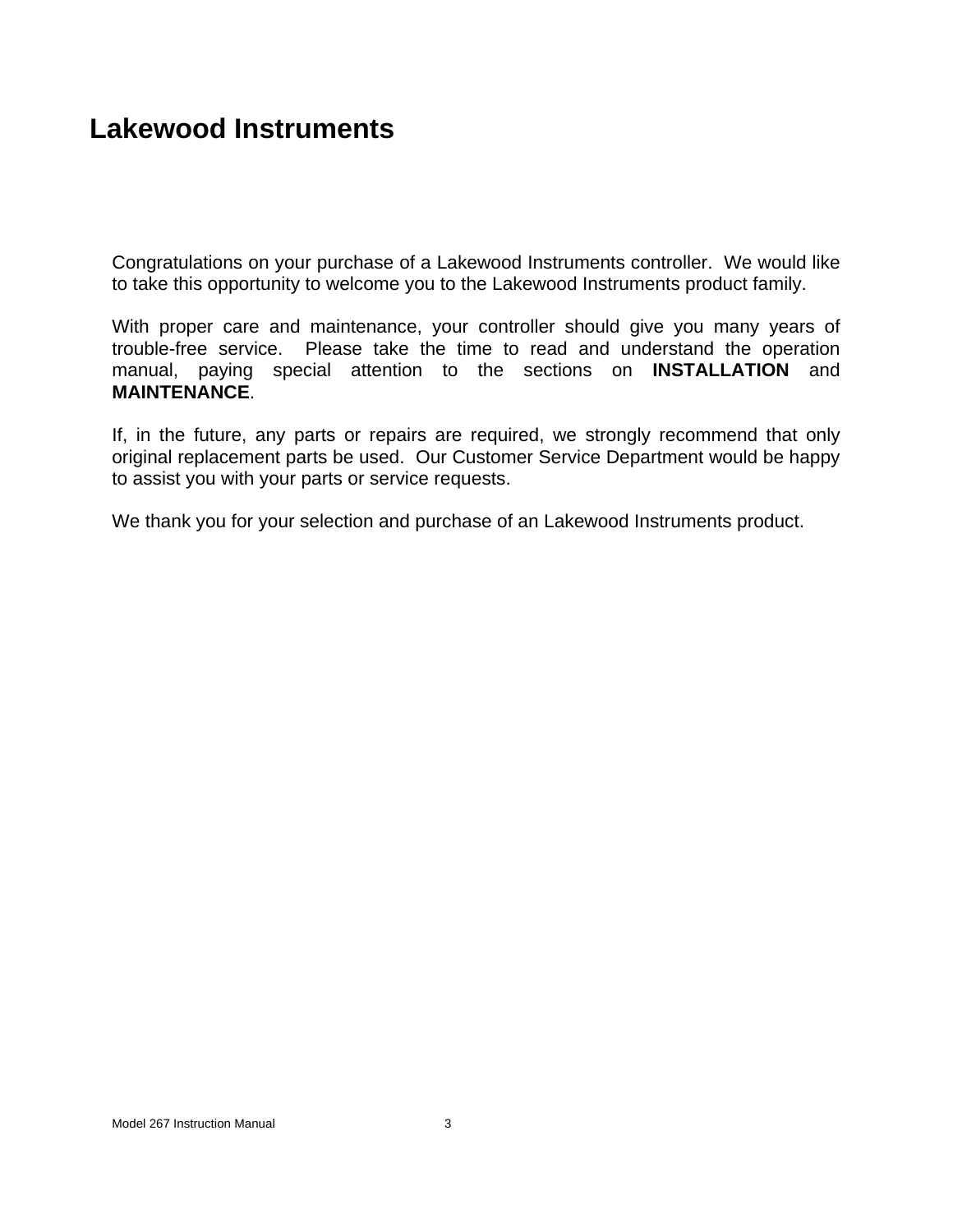# Lakewood Instruments

Congratulations on your purchase of a Lakewood Instruments controller. We would like to take this opportunity to welcome you to the Lakewood Instruments product family.

With proper care and maintenance, your controller should give you many years of trouble-free service. Please take the time to read and understand the operation manual, paying special attention to the sections on **INSTALLATION** and **MAINTENANCE**.

If, in the future, any parts or repairs are required, we strongly recommend that only original replacement parts be used. Our Customer Service Department would be happy to assist you with your parts or service requests.

We thank you for your selection and purchase of an Lakewood Instruments product.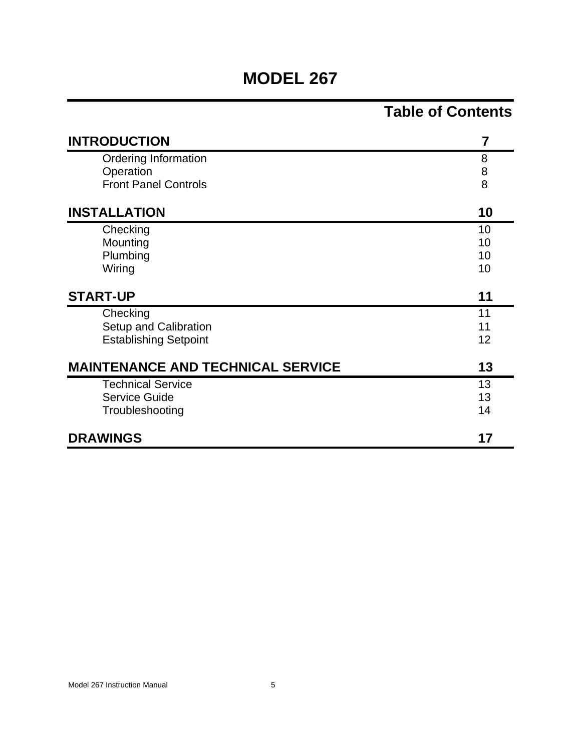# MODEL 267

## Table of Contents

| Section | Page |
|---|---|
| **INTRODUCTION** | **7** |
| Ordering Information | 8 |
| Operation | 8 |
| Front Panel Controls | 8 |
| **INSTALLATION** | **10** |
| Checking | 10 |
| Mounting | 10 |
| Plumbing | 10 |
| Wiring | 10 |
| **START-UP** | **11** |
| Checking | 11 |
| Setup and Calibration | 11 |
| Establishing Setpoint | 12 |
| **MAINTENANCE AND TECHNICAL SERVICE** | **13** |
| Technical Service | 13 |
| Service Guide | 13 |
| Troubleshooting | 14 |
| **DRAWINGS** | **17** |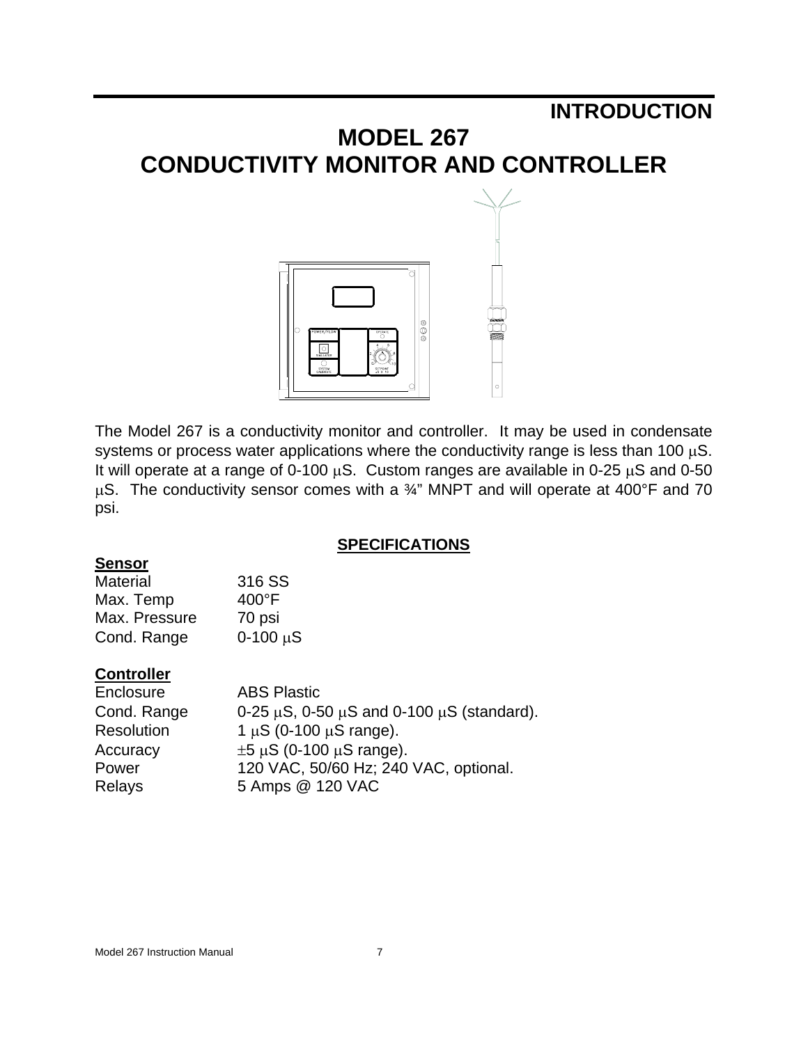# INTRODUCTION

# MODEL 267
# CONDUCTIVITY MONITOR AND CONTROLLER

The Model 267 is a conductivity monitor and controller. It may be used in condensate systems or process water applications where the conductivity range is less than 100 µS. It will operate at a range of 0-100 µS. Custom ranges are available in 0-25 µS and 0-50 µS. The conductivity sensor comes with a ¾" MNPT and will operate at 400°F and 70 psi.

## SPECIFICATIONS

**Sensor**

| | |
|---|---|
| Material | 316 SS |
| Max. Temp | 400°F |
| Max. Pressure | 70 psi |
| Cond. Range | 0-100 µS |

**Controller**

| | |
|---|---|
| Enclosure | ABS Plastic |
| Cond. Range | 0-25 µS, 0-50 µS and 0-100 µS (standard). |
| Resolution | 1 µS (0-100 µS range). |
| Accuracy | ±5 µS (0-100 µS range). |
| Power | 120 VAC, 50/60 Hz; 240 VAC, optional. |
| Relays | 5 Amps @ 120 VAC |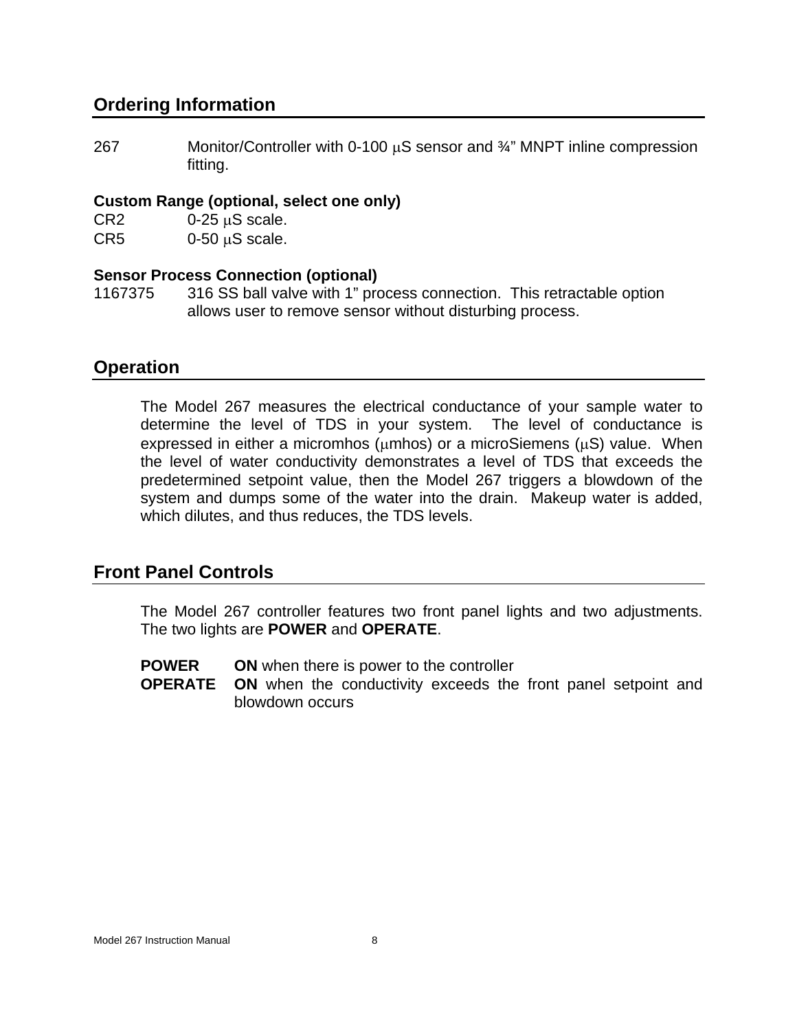## Ordering Information

267 Monitor/Controller with 0-100 µS sensor and ¾" MNPT inline compression fitting.

**Custom Range (optional, select one only)**

CR2 0-25 µS scale.

CR5 0-50 µS scale.

**Sensor Process Connection (optional)**

1167375 316 SS ball valve with 1" process connection. This retractable option allows user to remove sensor without disturbing process.

## Operation

The Model 267 measures the electrical conductance of your sample water to determine the level of TDS in your system. The level of conductance is expressed in either a micromhos (µmhos) or a microSiemens (µS) value. When the level of water conductivity demonstrates a level of TDS that exceeds the predetermined setpoint value, then the Model 267 triggers a blowdown of the system and dumps some of the water into the drain. Makeup water is added, which dilutes, and thus reduces, the TDS levels.

## Front Panel Controls

The Model 267 controller features two front panel lights and two adjustments. The two lights are **POWER** and **OPERATE**.

**POWER** **ON** when there is power to the controller

**OPERATE** **ON** when the conductivity exceeds the front panel setpoint and blowdown occurs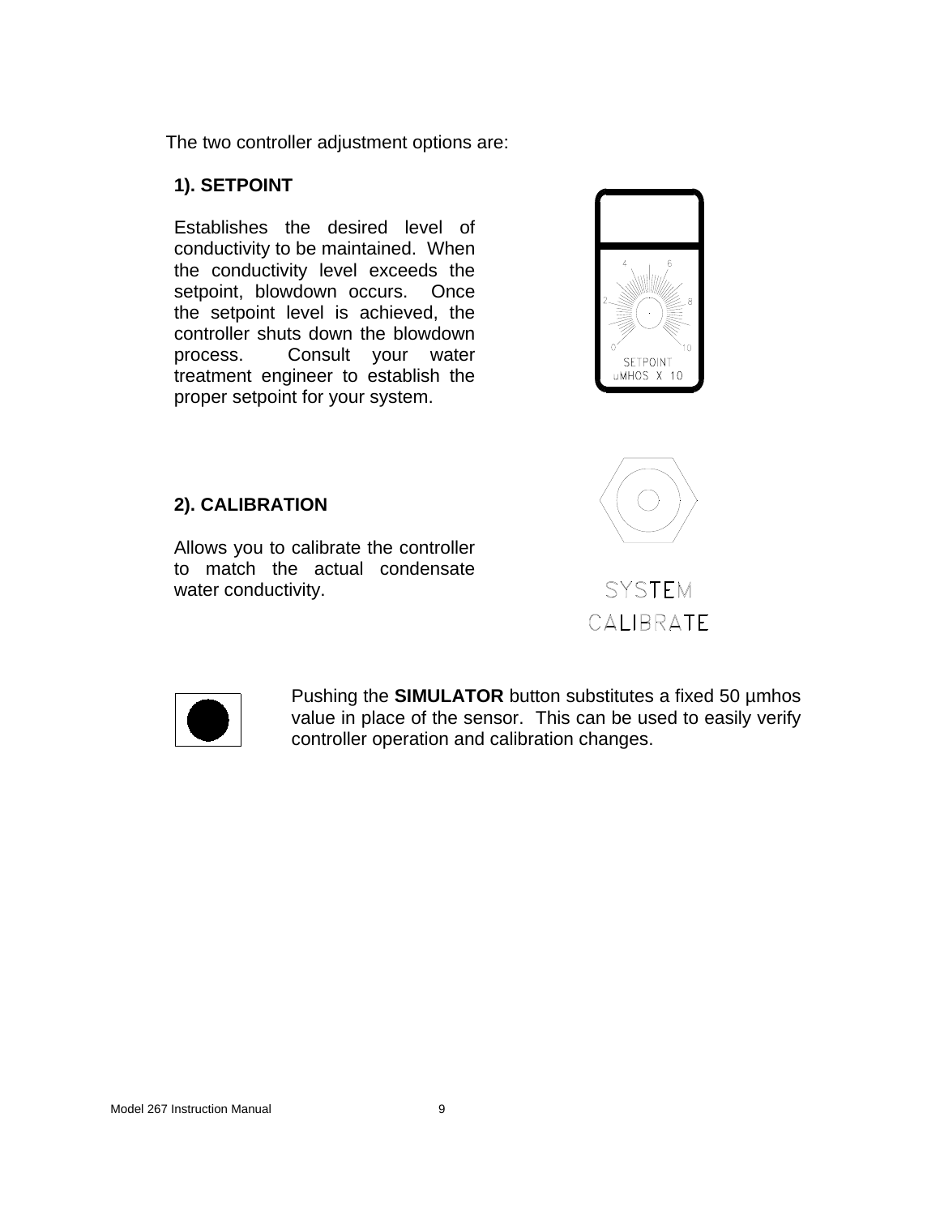The two controller adjustment options are:

**1). SETPOINT**

Establishes the desired level of conductivity to be maintained. When the conductivity level exceeds the setpoint, blowdown occurs. Once the setpoint level is achieved, the controller shuts down the blowdown process. Consult your water treatment engineer to establish the proper setpoint for your system.

4 6
2 8
0 10
SETPOINT
μMHOS X 10

**2). CALIBRATION**

Allows you to calibrate the controller to match the actual condensate water conductivity.

SYSTEM
CALIBRATE

Pushing the **SIMULATOR** button substitutes a fixed 50 µmhos value in place of the sensor. This can be used to easily verify controller operation and calibration changes.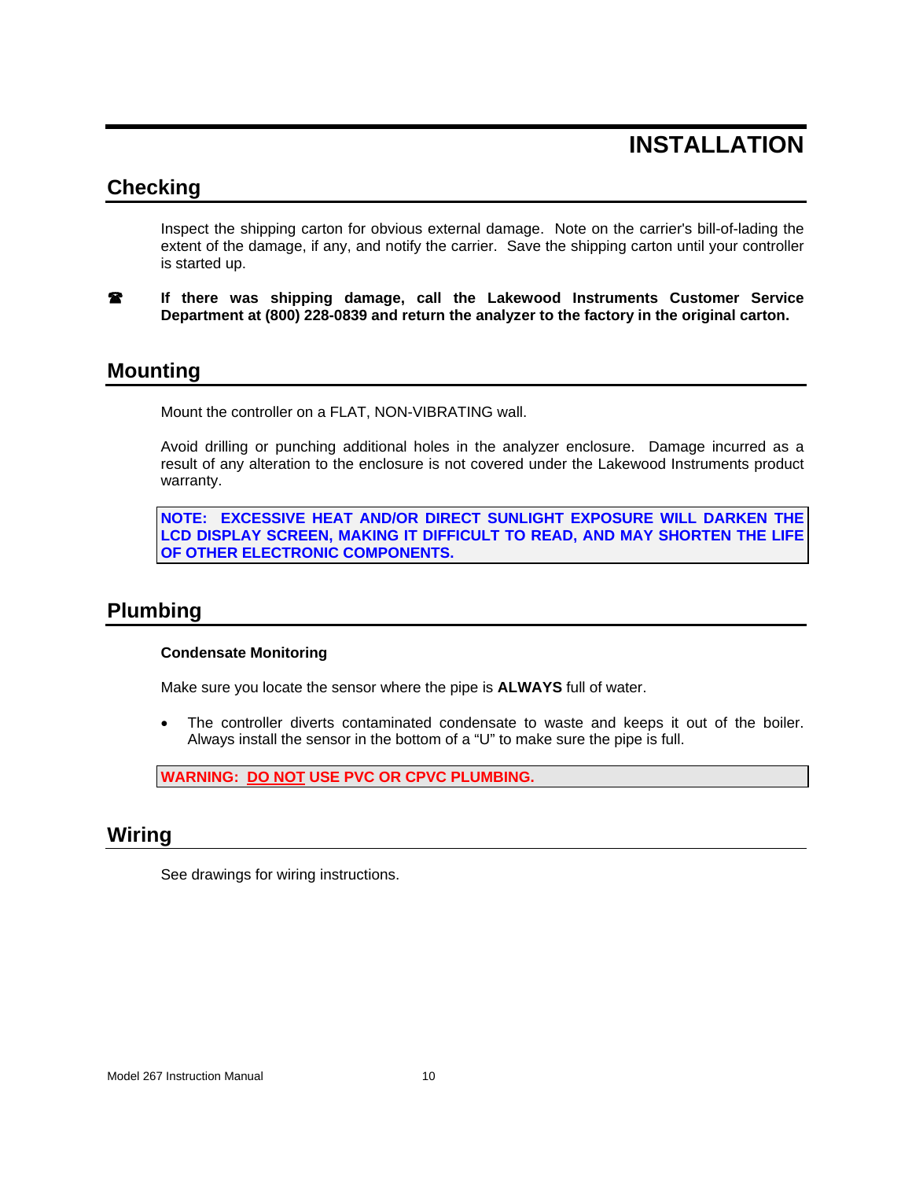# INSTALLATION

## Checking

Inspect the shipping carton for obvious external damage. Note on the carrier's bill-of-lading the extent of the damage, if any, and notify the carrier. Save the shipping carton until your controller is started up.

☎ **If there was shipping damage, call the Lakewood Instruments Customer Service Department at (800) 228-0839 and return the analyzer to the factory in the original carton.**

## Mounting

Mount the controller on a FLAT, NON-VIBRATING wall.

Avoid drilling or punching additional holes in the analyzer enclosure. Damage incurred as a result of any alteration to the enclosure is not covered under the Lakewood Instruments product warranty.

**NOTE: EXCESSIVE HEAT AND/OR DIRECT SUNLIGHT EXPOSURE WILL DARKEN THE LCD DISPLAY SCREEN, MAKING IT DIFFICULT TO READ, AND MAY SHORTEN THE LIFE OF OTHER ELECTRONIC COMPONENTS.**

## Plumbing

### Condensate Monitoring

Make sure you locate the sensor where the pipe is **ALWAYS** full of water.

- The controller diverts contaminated condensate to waste and keeps it out of the boiler. Always install the sensor in the bottom of a "U" to make sure the pipe is full.

**WARNING: DO NOT USE PVC OR CPVC PLUMBING.**

## Wiring

See drawings for wiring instructions.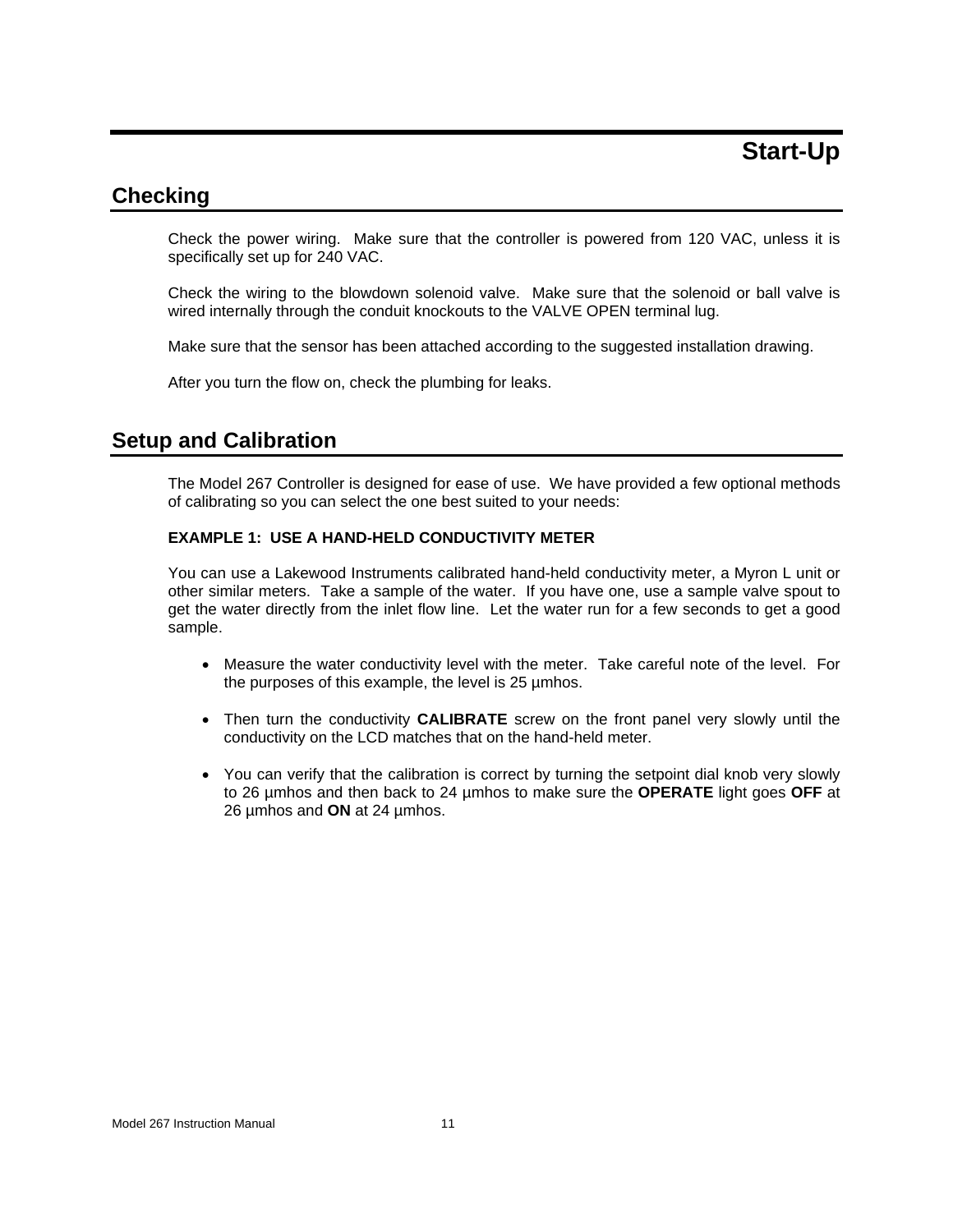# Start-Up

## Checking

Check the power wiring. Make sure that the controller is powered from 120 VAC, unless it is specifically set up for 240 VAC.

Check the wiring to the blowdown solenoid valve. Make sure that the solenoid or ball valve is wired internally through the conduit knockouts to the VALVE OPEN terminal lug.

Make sure that the sensor has been attached according to the suggested installation drawing.

After you turn the flow on, check the plumbing for leaks.

## Setup and Calibration

The Model 267 Controller is designed for ease of use. We have provided a few optional methods of calibrating so you can select the one best suited to your needs:

**EXAMPLE 1: USE A HAND-HELD CONDUCTIVITY METER**

You can use a Lakewood Instruments calibrated hand-held conductivity meter, a Myron L unit or other similar meters. Take a sample of the water. If you have one, use a sample valve spout to get the water directly from the inlet flow line. Let the water run for a few seconds to get a good sample.

- Measure the water conductivity level with the meter. Take careful note of the level. For the purposes of this example, the level is 25 µmhos.
- Then turn the conductivity **CALIBRATE** screw on the front panel very slowly until the conductivity on the LCD matches that on the hand-held meter.
- You can verify that the calibration is correct by turning the setpoint dial knob very slowly to 26 µmhos and then back to 24 µmhos to make sure the **OPERATE** light goes **OFF** at 26 µmhos and **ON** at 24 µmhos.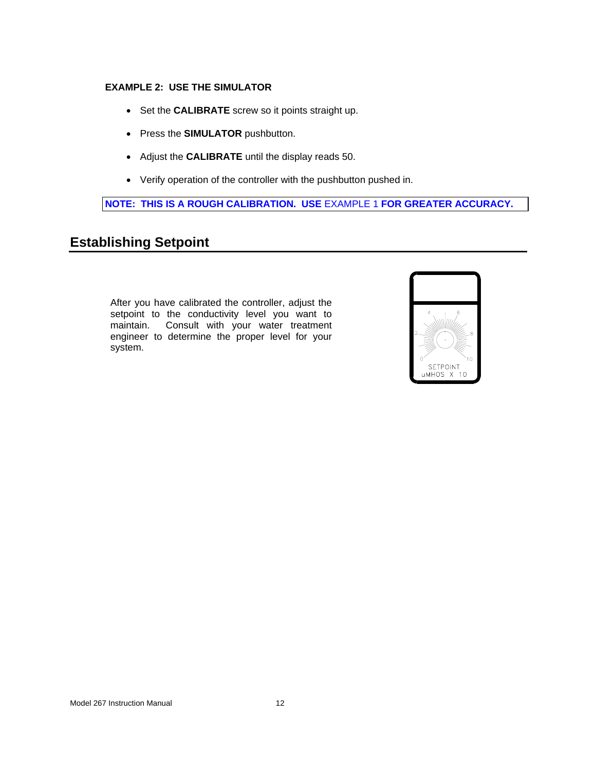**EXAMPLE 2: USE THE SIMULATOR**

- Set the **CALIBRATE** screw so it points straight up.
- Press the **SIMULATOR** pushbutton.
- Adjust the **CALIBRATE** until the display reads 50.
- Verify operation of the controller with the pushbutton pushed in.

**NOTE: THIS IS A ROUGH CALIBRATION. USE** EXAMPLE 1 **FOR GREATER ACCURACY.**

## Establishing Setpoint

After you have calibrated the controller, adjust the setpoint to the conductivity level you want to maintain. Consult with your water treatment engineer to determine the proper level for your system.

SETPOINT
uMHOS X 10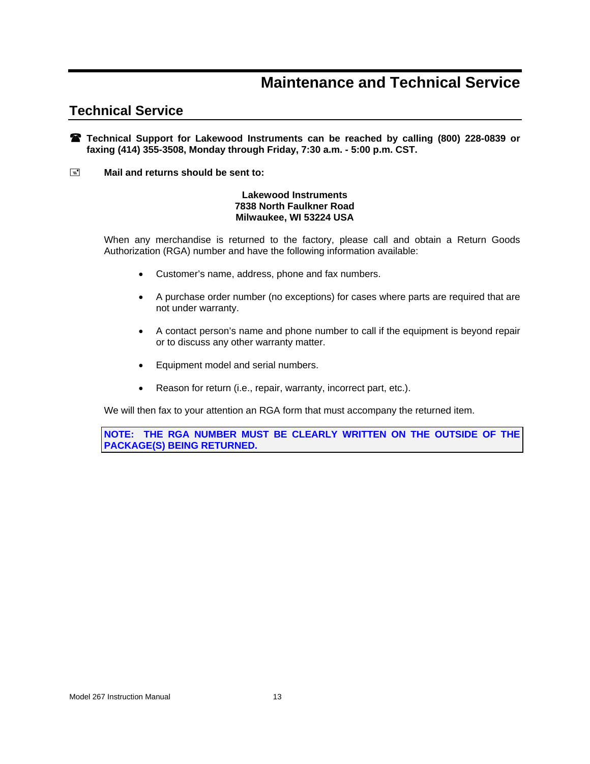# Maintenance and Technical Service

## Technical Service

☎ **Technical Support for Lakewood Instruments can be reached by calling (800) 228-0839 or faxing (414) 355-3508, Monday through Friday, 7:30 a.m. - 5:00 p.m. CST.**

**Mail and returns should be sent to:**

**Lakewood Instruments**
**7838 North Faulkner Road**
**Milwaukee, WI 53224 USA**

When any merchandise is returned to the factory, please call and obtain a Return Goods Authorization (RGA) number and have the following information available:

- Customer's name, address, phone and fax numbers.
- A purchase order number (no exceptions) for cases where parts are required that are not under warranty.
- A contact person's name and phone number to call if the equipment is beyond repair or to discuss any other warranty matter.
- Equipment model and serial numbers.
- Reason for return (i.e., repair, warranty, incorrect part, etc.).

We will then fax to your attention an RGA form that must accompany the returned item.

**NOTE: THE RGA NUMBER MUST BE CLEARLY WRITTEN ON THE OUTSIDE OF THE PACKAGE(S) BEING RETURNED.**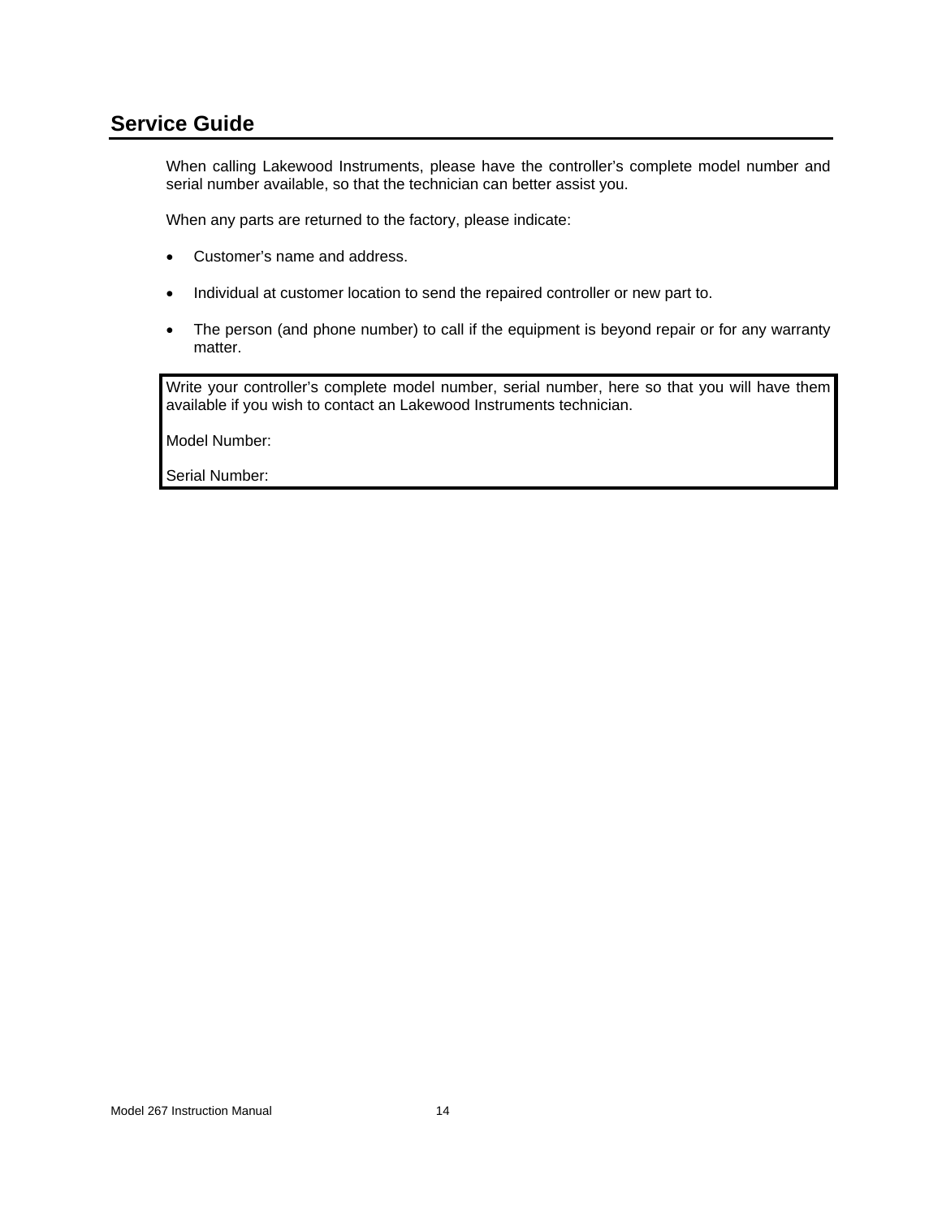## Service Guide

When calling Lakewood Instruments, please have the controller's complete model number and serial number available, so that the technician can better assist you.

When any parts are returned to the factory, please indicate:

- Customer's name and address.
- Individual at customer location to send the repaired controller or new part to.
- The person (and phone number) to call if the equipment is beyond repair or for any warranty matter.

| Write your controller's complete model number, serial number, here so that you will have them available if you wish to contact an Lakewood Instruments technician.<br><br>Model Number:<br><br>Serial Number: |
|---|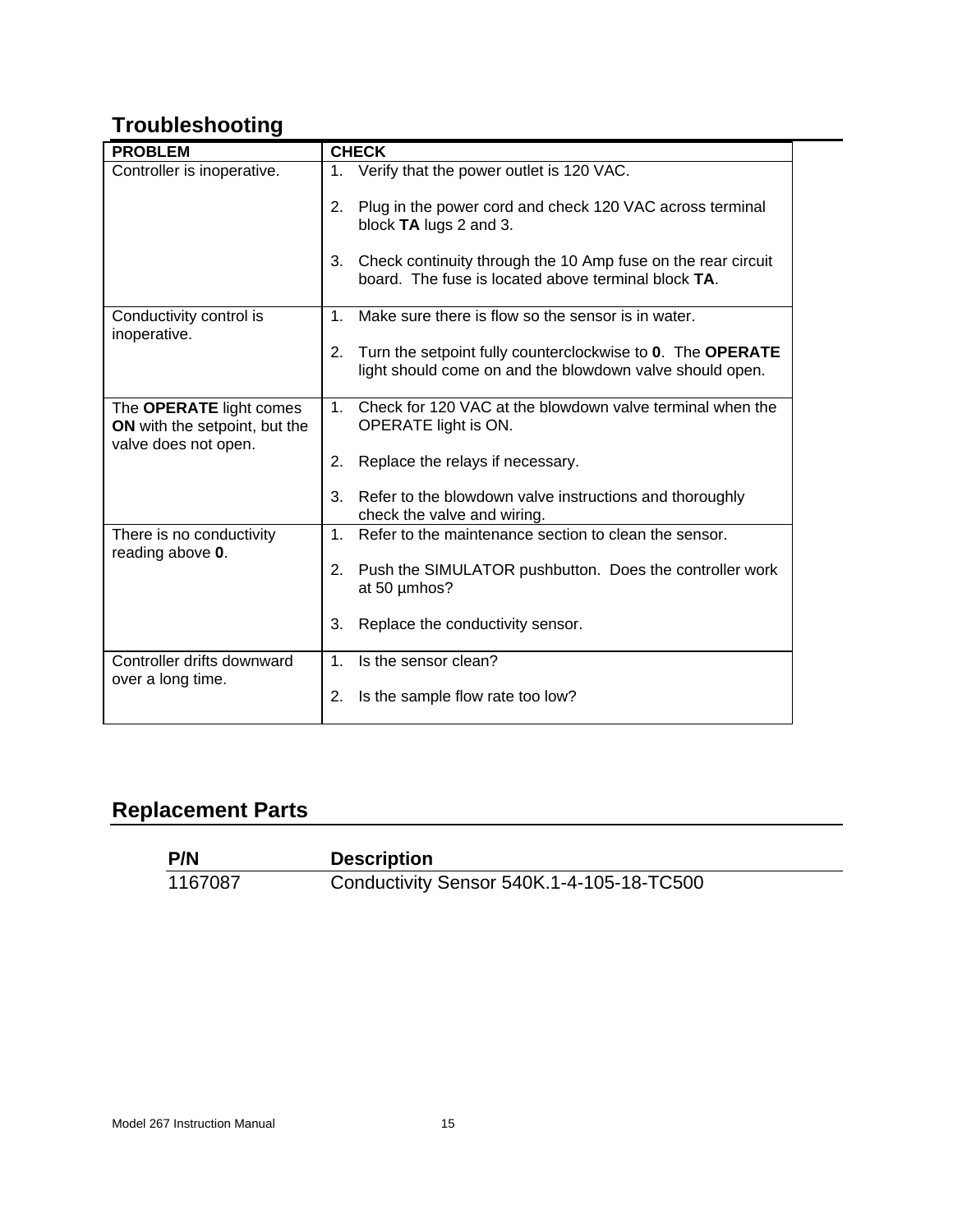## Troubleshooting

| PROBLEM | CHECK |
|---|---|
| Controller is inoperative. | 1. Verify that the power outlet is 120 VAC.<br><br>2. Plug in the power cord and check 120 VAC across terminal block **TA** lugs 2 and 3.<br><br>3. Check continuity through the 10 Amp fuse on the rear circuit board. The fuse is located above terminal block **TA**. |
| Conductivity control is inoperative. | 1. Make sure there is flow so the sensor is in water.<br><br>2. Turn the setpoint fully counterclockwise to **0**. The **OPERATE** light should come on and the blowdown valve should open. |
| The **OPERATE** light comes **ON** with the setpoint, but the valve does not open. | 1. Check for 120 VAC at the blowdown valve terminal when the OPERATE light is ON.<br><br>2. Replace the relays if necessary.<br><br>3. Refer to the blowdown valve instructions and thoroughly check the valve and wiring. |
| There is no conductivity reading above **0**. | 1. Refer to the maintenance section to clean the sensor.<br><br>2. Push the SIMULATOR pushbutton. Does the controller work at 50 µmhos?<br><br>3. Replace the conductivity sensor. |
| Controller drifts downward over a long time. | 1. Is the sensor clean?<br><br>2. Is the sample flow rate too low? |

## Replacement Parts

| P/N | Description |
|---|---|
| 1167087 | Conductivity Sensor 540K.1-4-105-18-TC500 |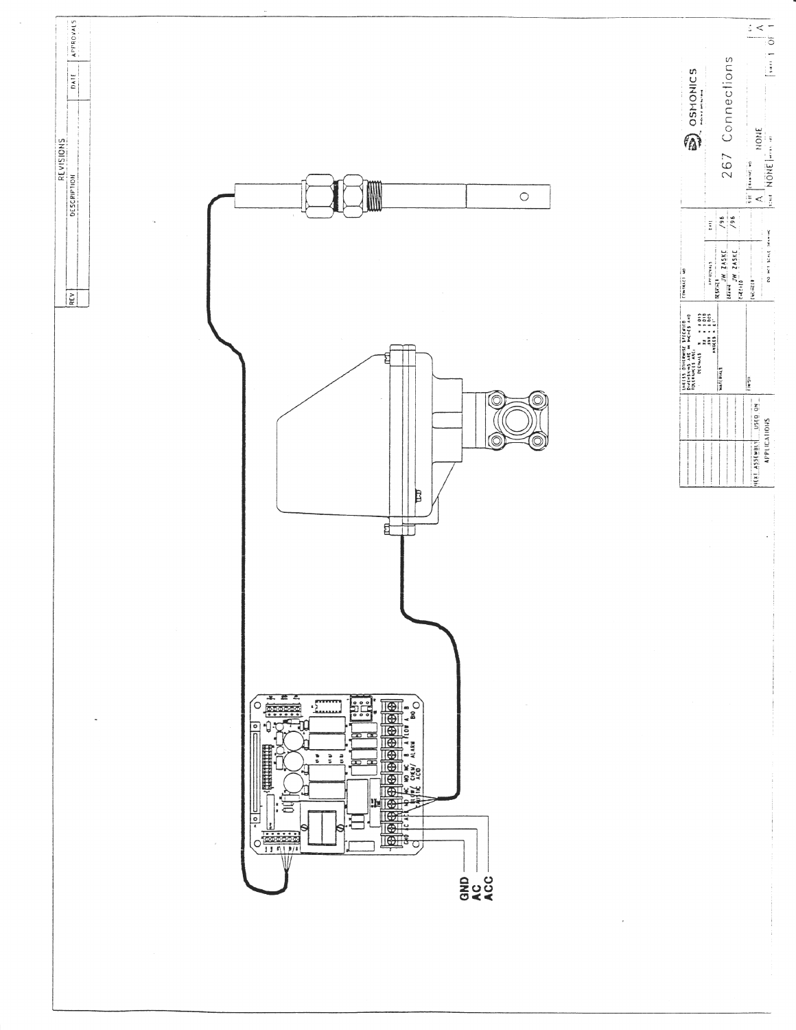| REV | DESCRIPTION | DATE | APPROVALS |
|---|---|---|---|
| | REVISIONS | | |

GND
AC
ACC

GND AC ACC NO NC NO NC B A B A Bu B
BLOW/ CHEM/ ALARM LOW A
CAUSTIC ACO

UNLESS OTHERWISE SPECIFIED DIMENSIONS ARE IN INCHES AND TOLERANCES ARE: DECIMALS .X ± .010 .XX ± .010 .XXX ± .005 ANGLES ± 1°

MATERIALS

FINISH

NEXT ASSEMBLY | USED ON

APPLICATIONS

CONTRACT NO

| APPROVALS | DATE |
|---|---|
| DRAWN JW ZASKE | /96 |
| CHECKED JW ZASKE | /96 |
| ENGINEER | |

DO NOT SCALE DRAWING

OSMONICS

# 267 Connections

SIZE A | DRAWING NO NONE | REV A

SCALE NONE | SHEET 1 OF 1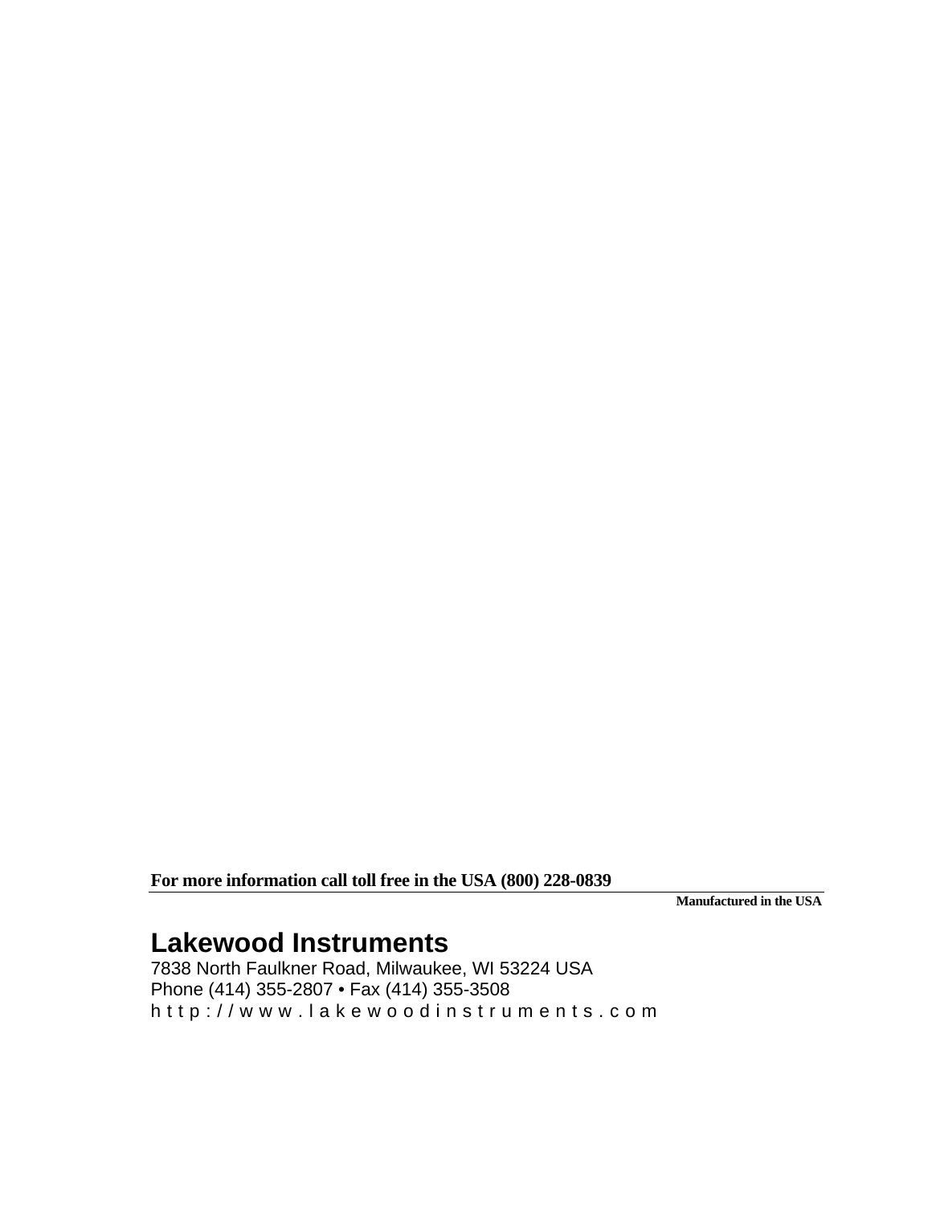**For more information call toll free in the USA (800) 228-0839**

**Manufactured in the USA**

# Lakewood Instruments

7838 North Faulkner Road, Milwaukee, WI 53224 USA
Phone (414) 355-2807 • Fax (414) 355-3508
http://www.lakewoodinstruments.com